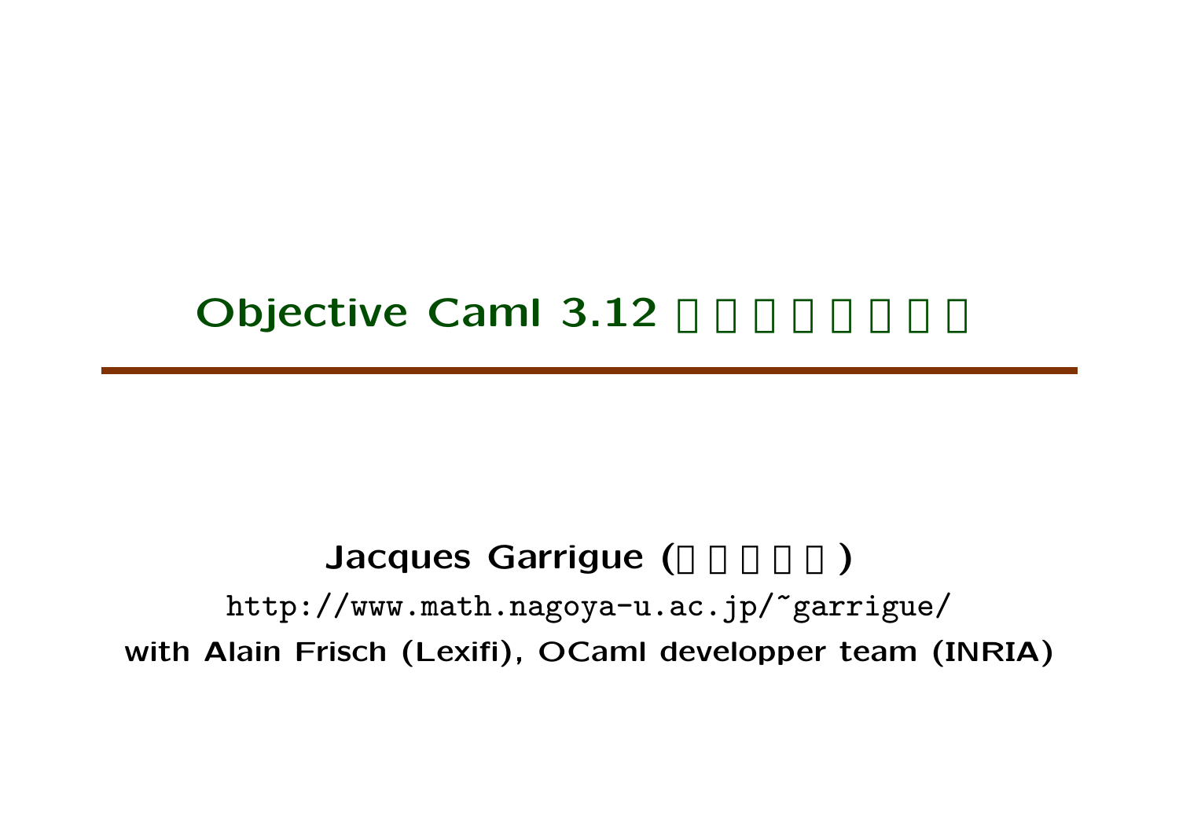# Objective Caml 3.12 □□□□□□□□

**Jacques Garrigue (□□□□□)**

http://www.math.nagoya-u.ac.jp/~garrigue/

**with Alain Frisch (Lexifi), OCaml developper team (INRIA)**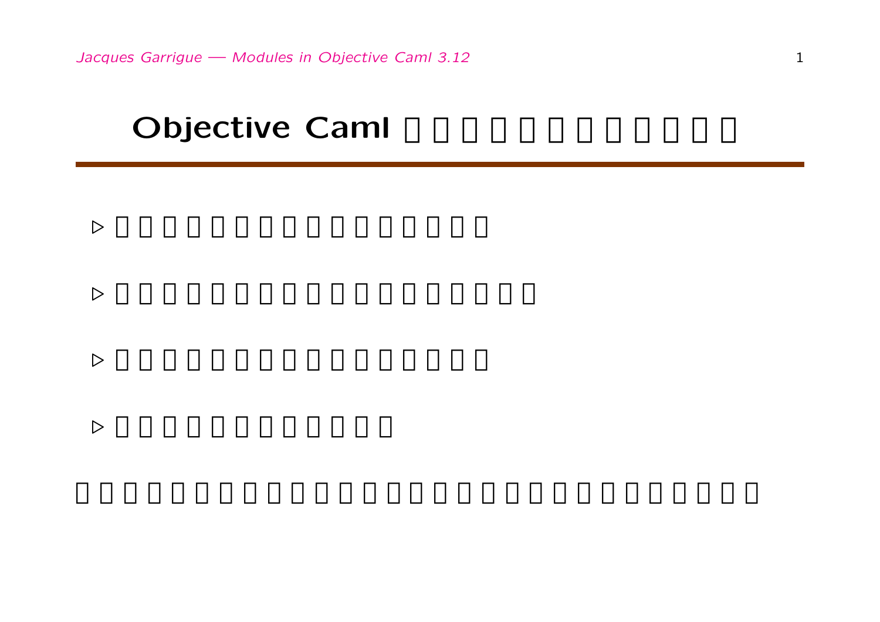# Objective Caml □□□□□□□□□□□□

- □□□□□□□□□□□□□□□□
- □□□□□□□□□□□□□□□□□□
- □□□□□□□□□□□□□□□□
- □□□□□□□□□□□□

□□□□□□□□□□□□□□□□□□□□□□□□□□□□□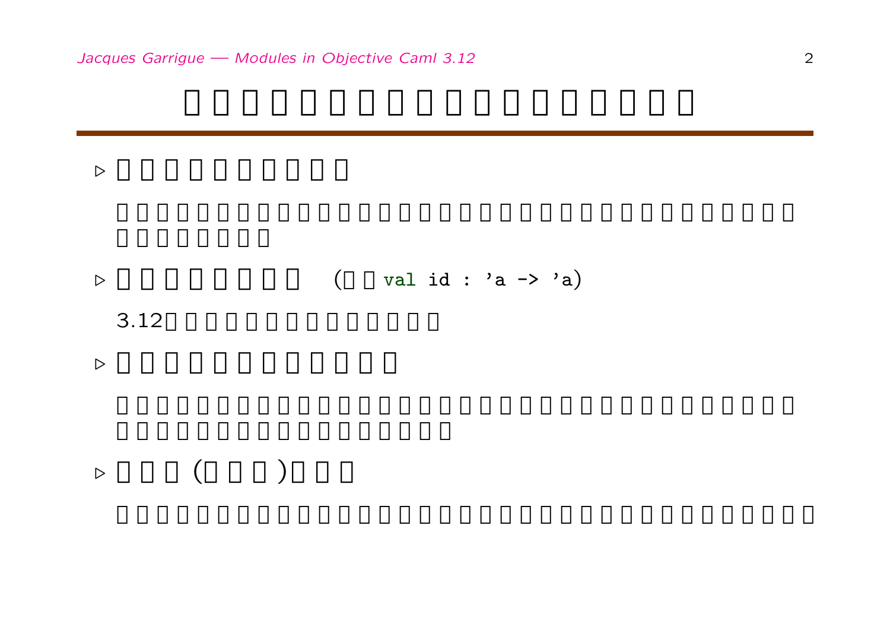# □□□□□□□□□□□□□□□□□□

- ▷ □□□□□□□□□□

  □□□□□□□□□□□□□□□□□□□□□□□□□□□□□□□□□□
  □□□□□□□□

- ▷ □□□□□□□□ (□□`val id : 'a -> 'a`)

  3.12□□□□□□□□□□□□□□

- ▷ □□□□□□□□□□□□

  □□□□□□□□□□□□□□□□□□□□□□□□□□□□□□□□□□
  □□□□□□□□□□□□□□□□□

- ▷ □□□(□□□)□□□

  □□□□□□□□□□□□□□□□□□□□□□□□□□□□□□□□□□□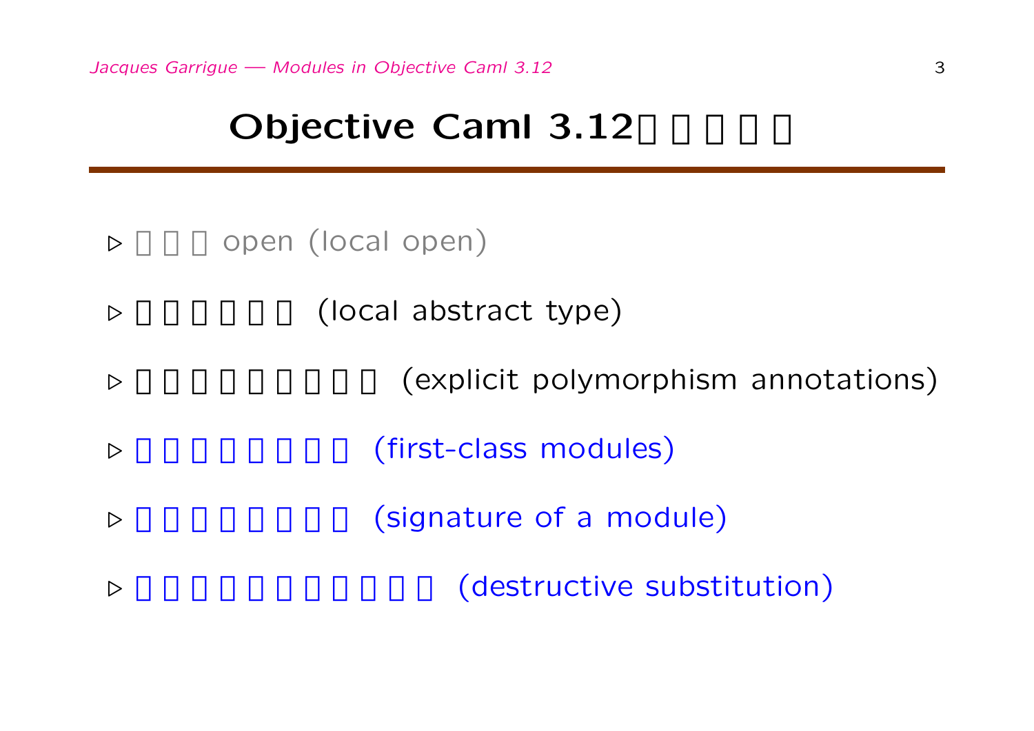# Objective Caml 3.12

- open (local open)
- (local abstract type)
- (explicit polymorphism annotations)
- (first-class modules)
- (signature of a module)
- (destructive substitution)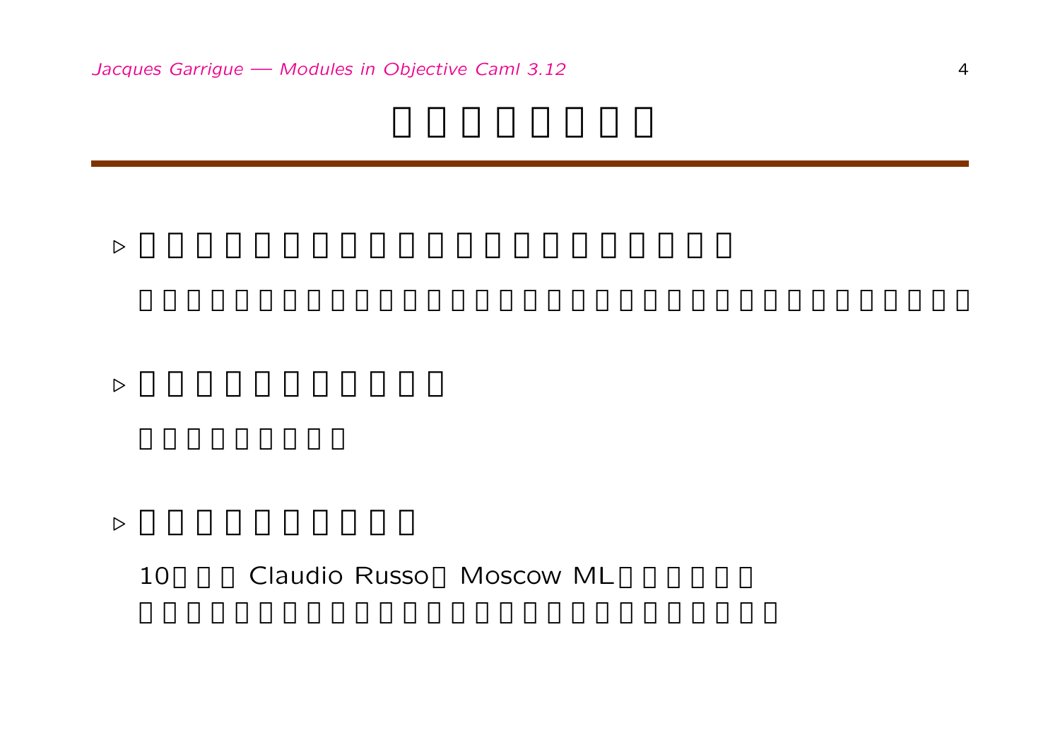- 

- 

- 

  10 Claudio Russo Moscow ML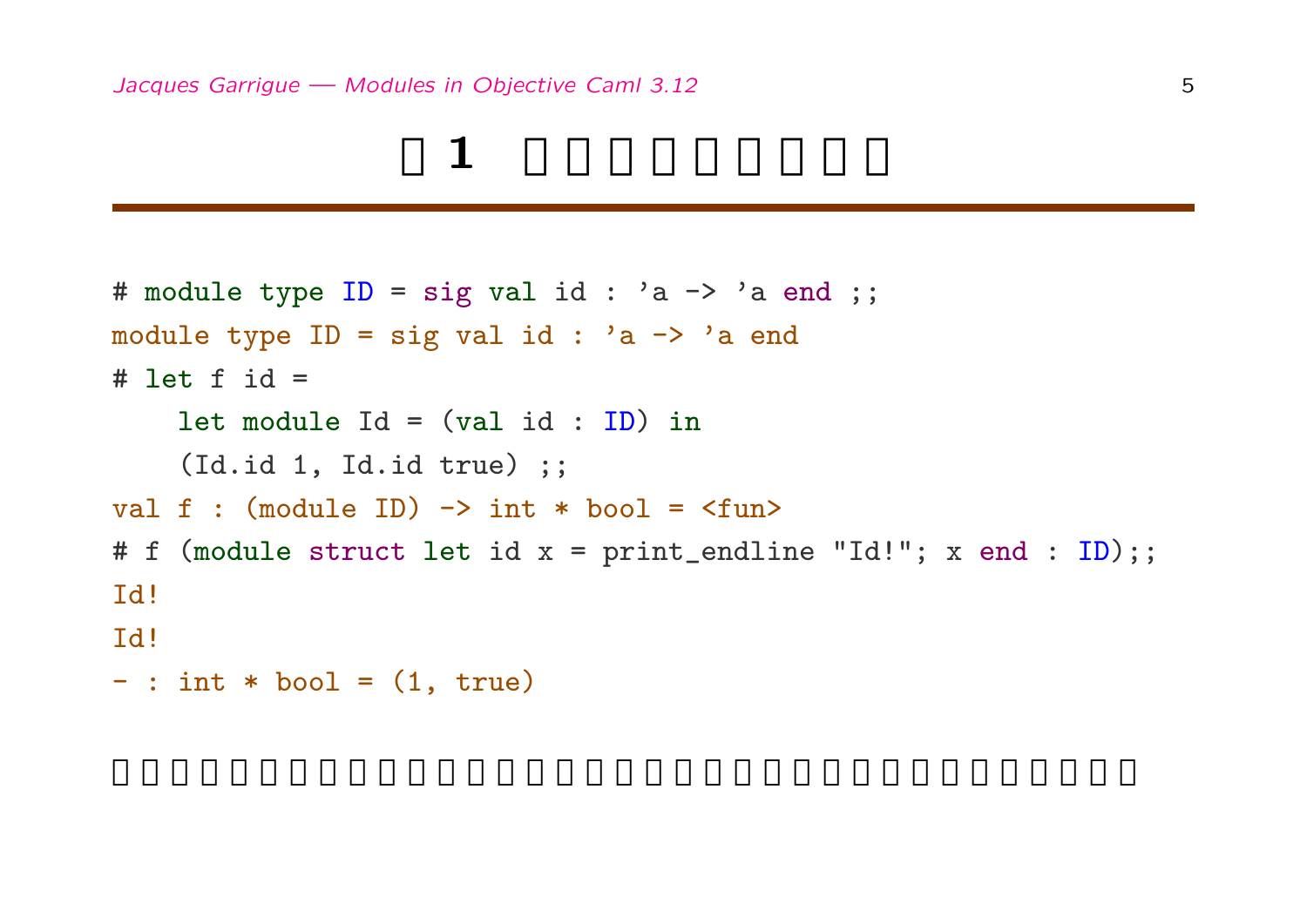```
# module type ID = sig val id : 'a -> 'a end ;;
module type ID = sig val id : 'a -> 'a end
# let f id =
    let module Id = (val id : ID) in
    (Id.id 1, Id.id true) ;;
val f : (module ID) -> int * bool = <fun>
# f (module struct let id x = print_endline "Id!"; x end : ID);;
Id!
Id!
- : int * bool = (1, true)
```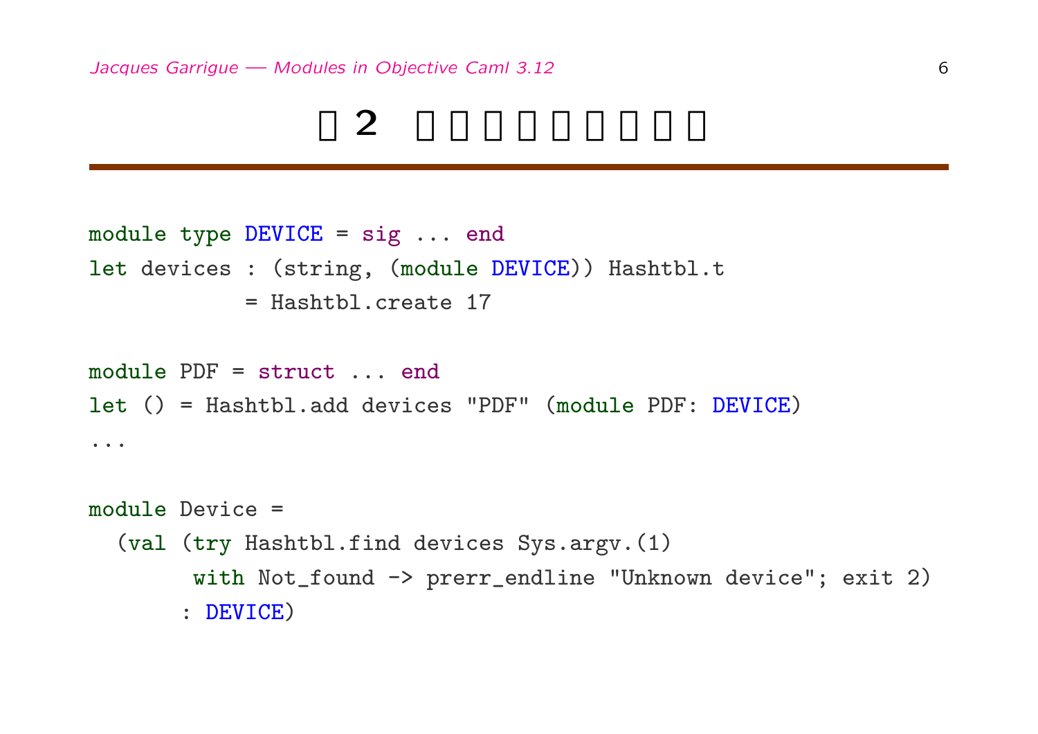# □2 □□□□□□□□□

```
module type DEVICE = sig ... end
let devices : (string, (module DEVICE)) Hashtbl.t
            = Hashtbl.create 17

module PDF = struct ... end
let () = Hashtbl.add devices "PDF" (module PDF: DEVICE)
...

module Device =
  (val (try Hashtbl.find devices Sys.argv.(1)
        with Not_found -> prerr_endline "Unknown device"; exit 2)
       : DEVICE)
```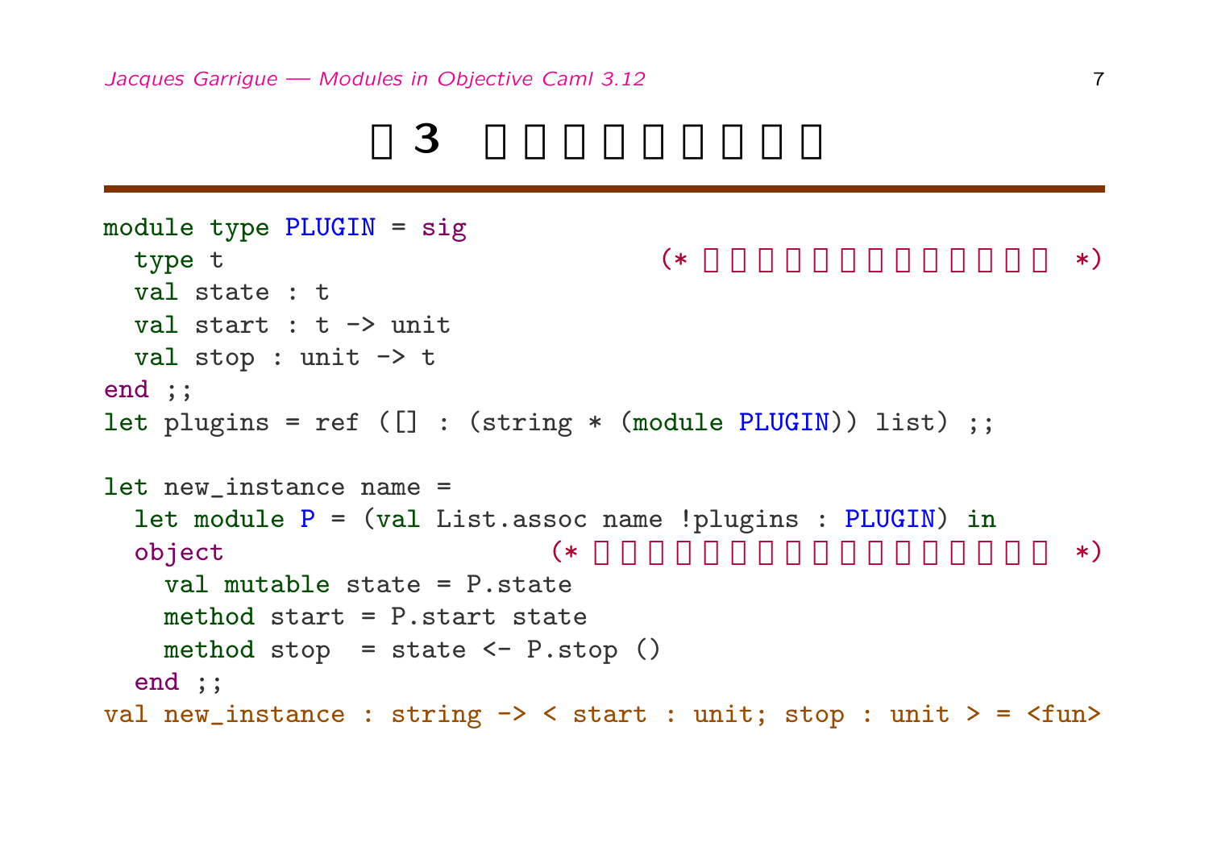# □3 □□□□□□□□□

```
module type PLUGIN = sig
  type t                              (* □□□□□□□□□□□□□ *)
  val state : t
  val start : t -> unit
  val stop : unit -> t
end ;;
let plugins = ref ([] : (string * (module PLUGIN)) list) ;;

let new_instance name =
  let module P = (val List.assoc name !plugins : PLUGIN) in
  object                        (* □□□□□□□□□□□□□□□□□ *)
    val mutable state = P.state
    method start = P.start state
    method stop  = state <- P.stop ()
  end ;;
val new_instance : string -> < start : unit; stop : unit > = <fun>
```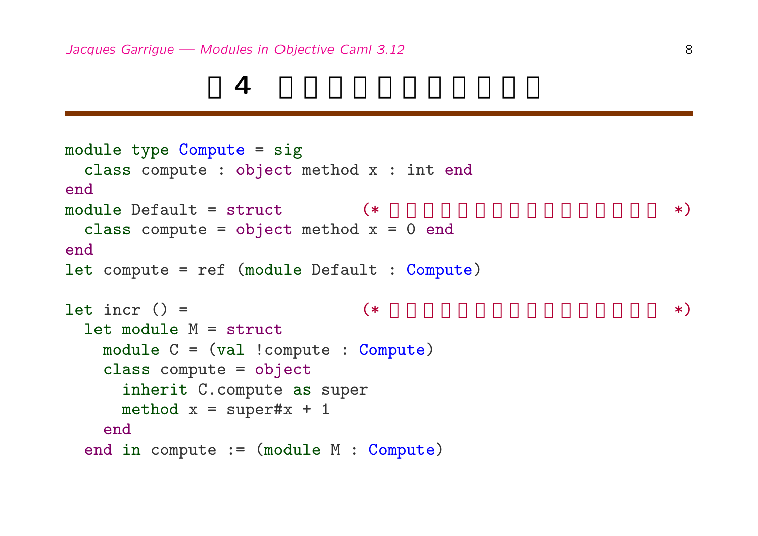# □4 □□□□□□□□□□□

```
module type Compute = sig
  class compute : object method x : int end
end
module Default = struct        (* □□□□□□□□□□□□□□□□ *)
  class compute = object method x = 0 end
end
let compute = ref (module Default : Compute)

let incr () =                  (* □□□□□□□□□□□□□□□□ *)
  let module M = struct
    module C = (val !compute : Compute)
    class compute = object
      inherit C.compute as super
      method x = super#x + 1
    end
  end in compute := (module M : Compute)
```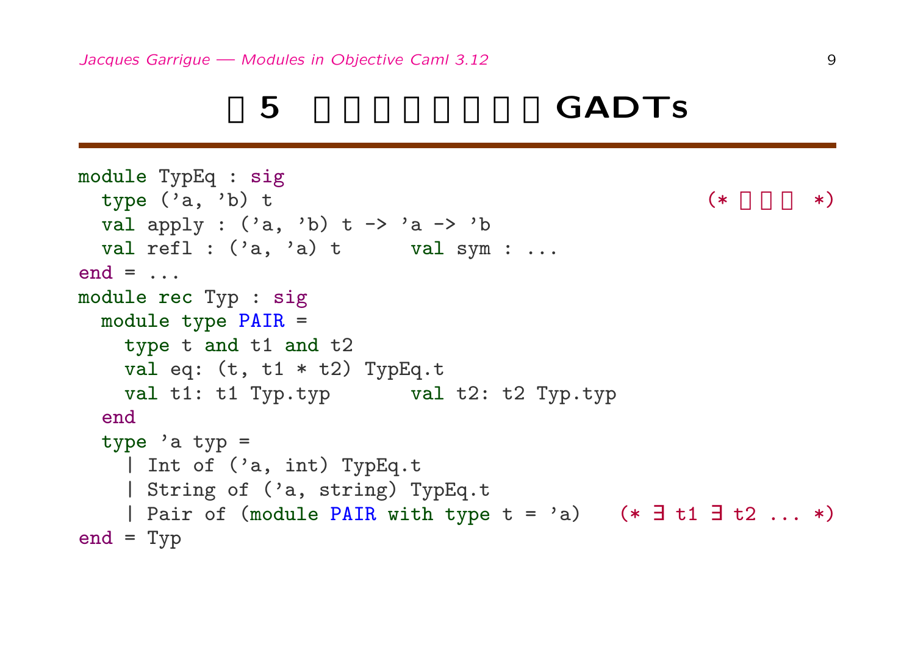# □5 □□□□□□□□ GADTs

```
module TypEq : sig
  type ('a, 'b) t                                        (* □□□ *)
  val apply : ('a, 'b) t -> 'a -> 'b
  val refl : ('a, 'a) t        val sym : ...
end = ...
module rec Typ : sig
  module type PAIR =
    type t and t1 and t2
    val eq: (t, t1 * t2) TypEq.t
    val t1: t1 Typ.typ        val t2: t2 Typ.typ
  end
  type 'a typ =
    | Int of ('a, int) TypEq.t
    | String of ('a, string) TypEq.t
    | Pair of (module PAIR with type t = 'a)   (* ∃ t1 ∃ t2 ... *)
end = Typ
```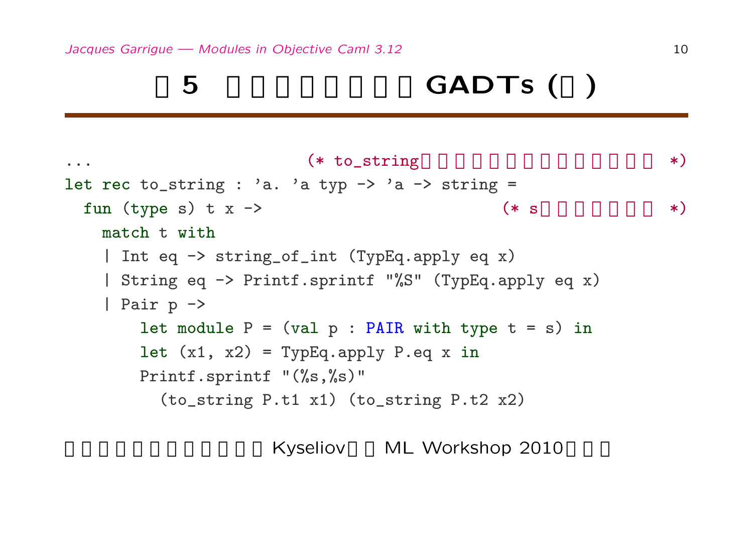# 5 GADTs ( )

```
...                      (* to_string                  *)
let rec to_string : 'a. 'a typ -> 'a -> string =
  fun (type s) t x ->                          (* s            *)
    match t with
    | Int eq -> string_of_int (TypEq.apply eq x)
    | String eq -> Printf.sprintf "%S" (TypEq.apply eq x)
    | Pair p ->
        let module P = (val p : PAIR with type t = s) in
        let (x1, x2) = TypEq.apply P.eq x in
        Printf.sprintf "(%s,%s)"
          (to_string P.t1 x1) (to_string P.t2 x2)
```

Kyseliov ML Workshop 2010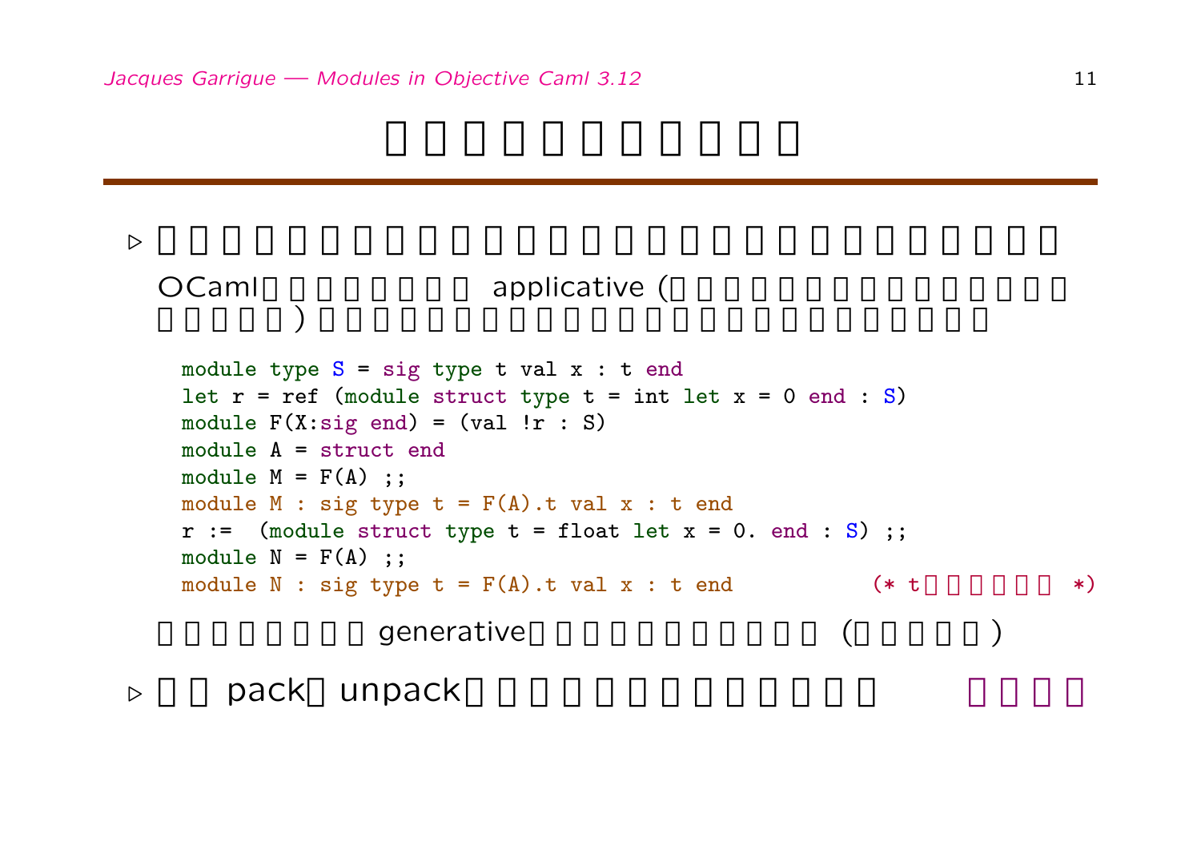# □□□□□□□□□□□

- ▷ □□□□□□□□□□□□□□□□□□□□□□□□□□□□

  OCaml□□□□□□□ applicative (□□□□□□□□□□□□□ □□□□□) □□□□□□□□□□□□□□□□□□□□□

  ```
  module type S = sig type t val x : t end
  let r = ref (module struct type t = int let x = 0 end : S)
  module F(X:sig end) = (val !r : S)
  module A = struct end
  module M = F(A) ;;
  module M : sig type t = F(A).t val x : t end
  r :=  (module struct type t = float let x = 0. end : S) ;;
  module N = F(A) ;;
  module N : sig type t = F(A).t val x : t end          (* t□□□□□□ *)
  ```

  □□□□□□□□□ generative□□□□□□□□□ (□□□□□)

- ▷ □□ pack□ unpack□□□□□□□□□□□□□ □□□□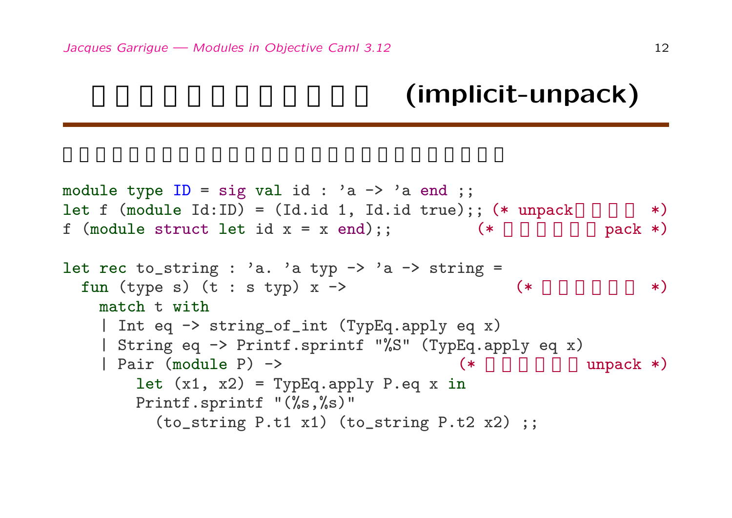# □□□□□□□□□□□□ (implicit-unpack)

□□□□□□□□□□□□□□□□□□□□□□□□□□□

```
module type ID = sig val id : 'a -> 'a end ;;
let f (module Id:ID) = (Id.id 1, Id.id true);; (* unpack□□□□ *)
f (module struct let id x = x end);;          (* □□□□□□ pack *)

let rec to_string : 'a. 'a typ -> 'a -> string =
  fun (type s) (t : s typ) x ->                 (* □□□□□□ *)
    match t with
    | Int eq -> string_of_int (TypEq.apply eq x)
    | String eq -> Printf.sprintf "%S" (TypEq.apply eq x)
    | Pair (module P) ->                  (* □□□□□□ unpack *)
        let (x1, x2) = TypEq.apply P.eq x in
        Printf.sprintf "(%s,%s)"
          (to_string P.t1 x1) (to_string P.t2 x2) ;;
```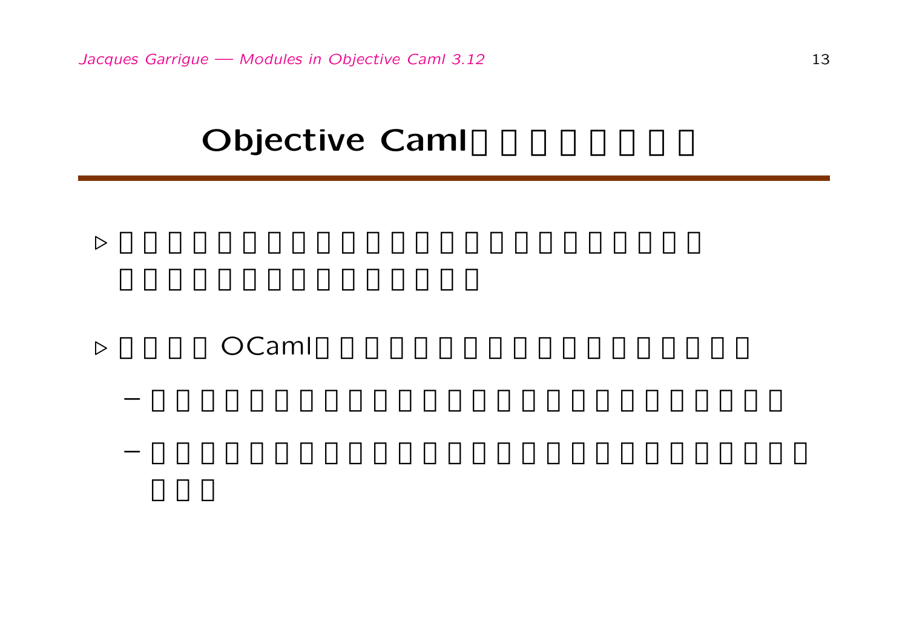# Objective Caml□□□□□□□□

- □□□□□□□□□□□□□□□□□□□□□□□□
  □□□□□□□□□□□□□□□

- □□□□ OCaml□□□□□□□□□□□□□□□□□□
  - □□□□□□□□□□□□□□□□□□□□□□□□□□
  - □□□□□□□□□□□□□□□□□□□□□□□□□□□
    □□□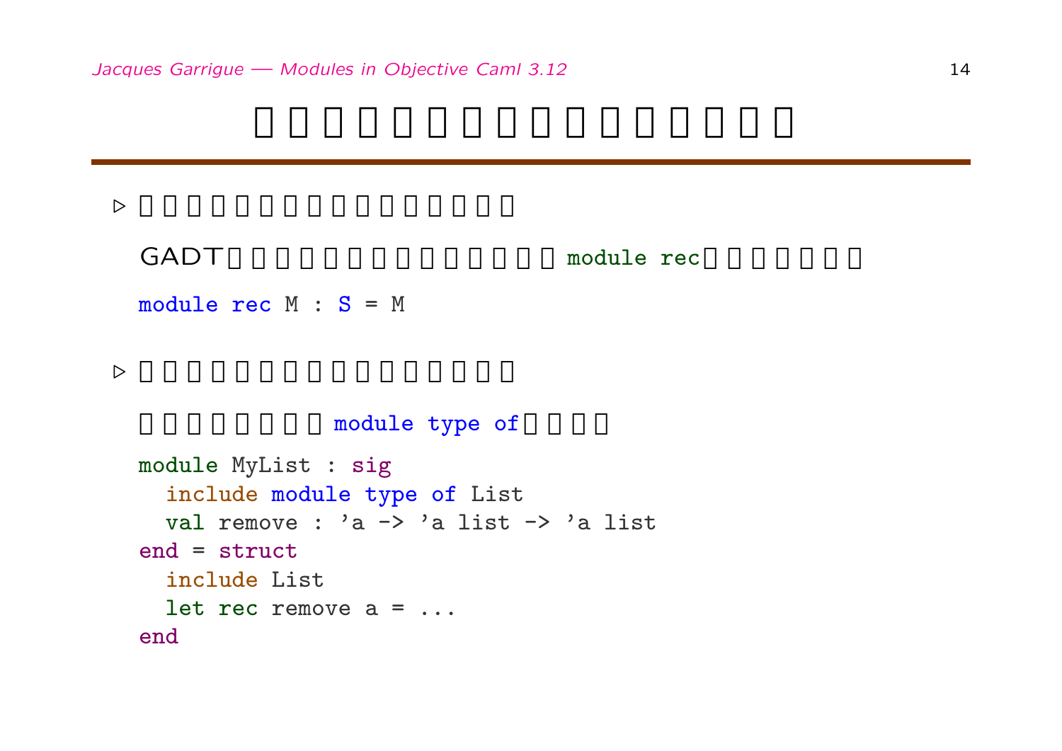# □□□□□□□□□□□□□□□□

- □□□□□□□□□□□□□□□□

  GADT□□□□□□□□□□□□□□`module rec`□□□□□□□

```
module rec M : S = M
```

- □□□□□□□□□□□□□□□□

  □□□□□□□□`module type of`□□□□

```
module MyList : sig
  include module type of List
  val remove : 'a -> 'a list -> 'a list
end = struct
  include List
  let rec remove a = ...
end
```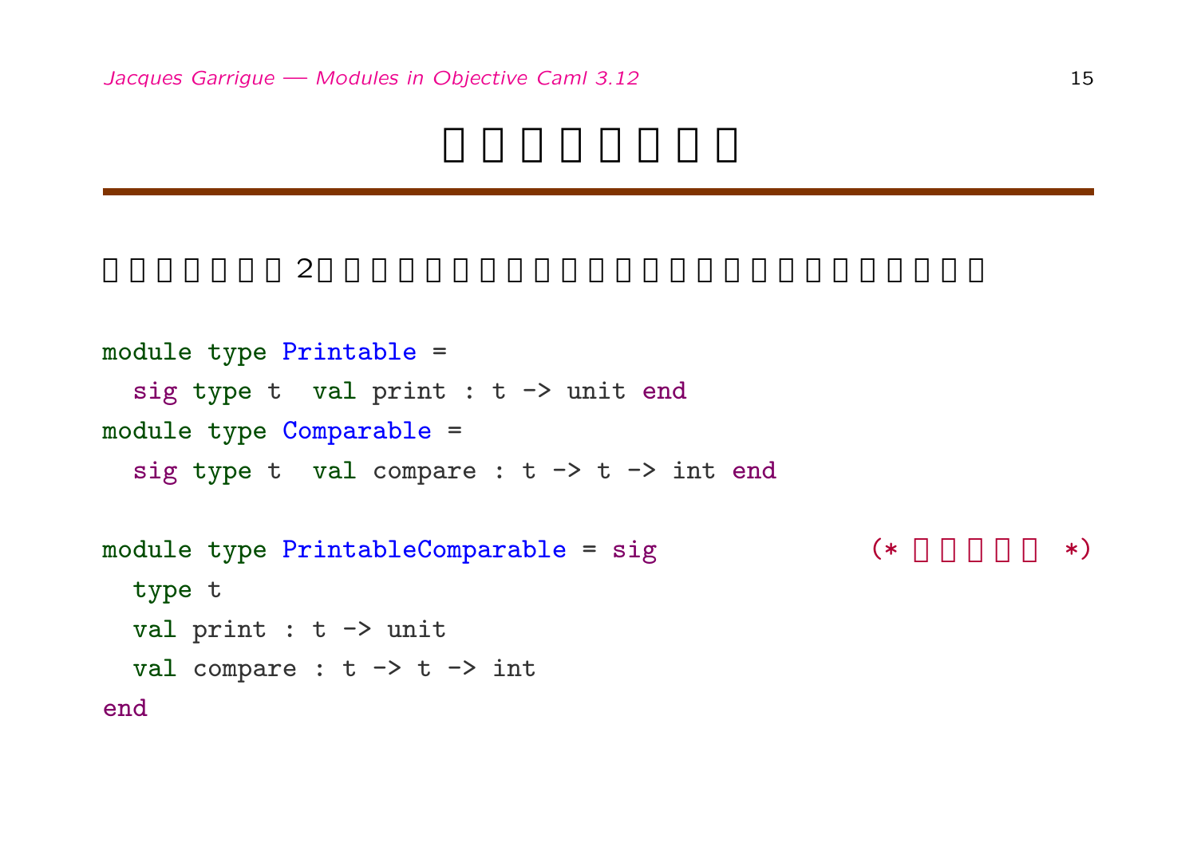# □□□□□□□

□□□□□□□ 2□□□□□□□□□□□□□□□□□□□□□□□□□

```
module type Printable =
  sig type t  val print : t -> unit end
module type Comparable =
  sig type t  val compare : t -> t -> int end

module type PrintableComparable = sig               (* □□□□□ *)
  type t
  val print : t -> unit
  val compare : t -> t -> int
end
```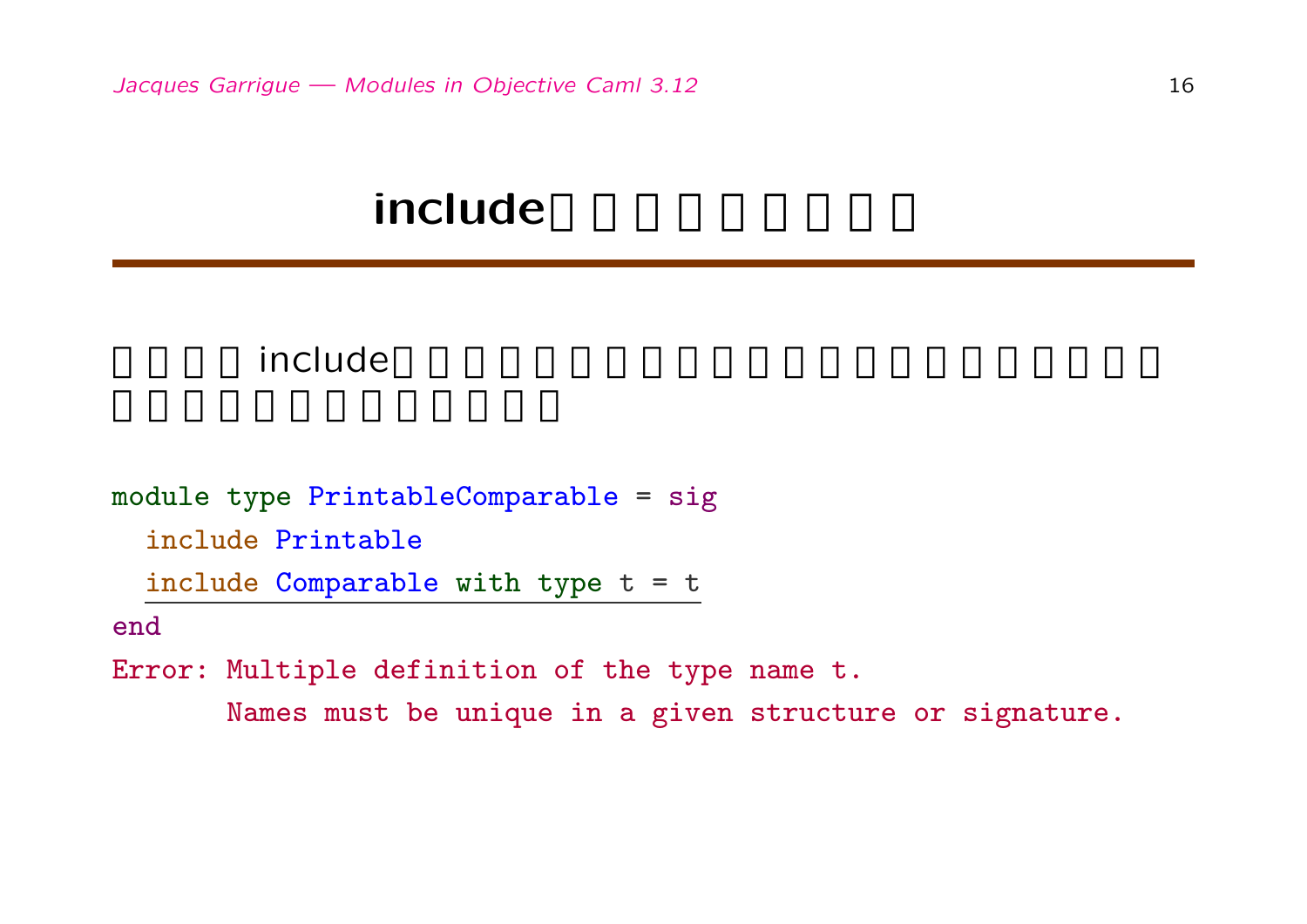# include□□□□□□□□□

□□□□include□□□□□□□□□□□□□□□□□□□□□□
□□□□□□□□□□□□□

```
module type PrintableComparable = sig
  include Printable
  include Comparable with type t = t
end
Error: Multiple definition of the type name t.
       Names must be unique in a given structure or signature.
```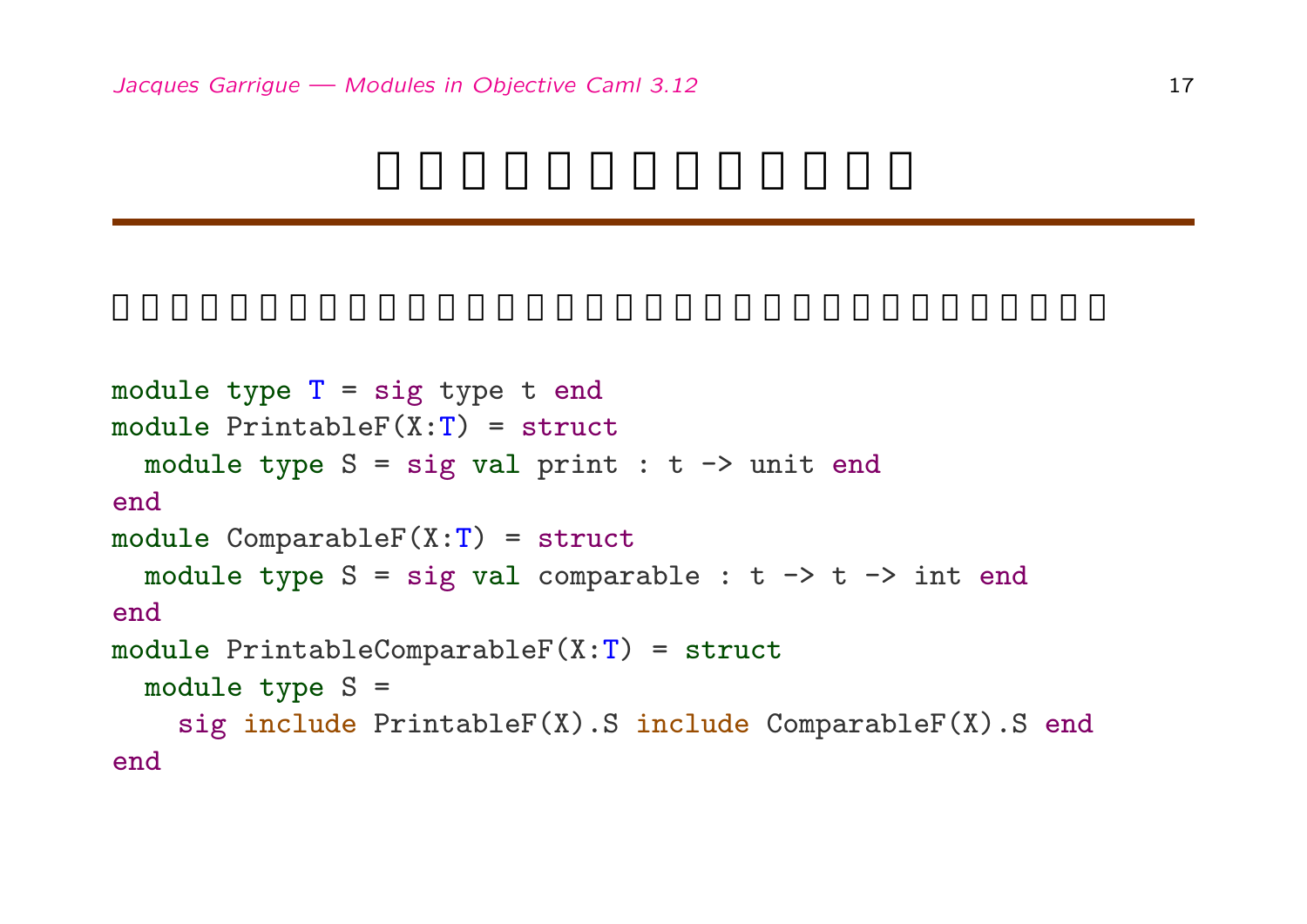```
module type T = sig type t end
module PrintableF(X:T) = struct
  module type S = sig val print : t -> unit end
end
module ComparableF(X:T) = struct
  module type S = sig val comparable : t -> t -> int end
end
module PrintableComparableF(X:T) = struct
  module type S =
    sig include PrintableF(X).S include ComparableF(X).S end
end
```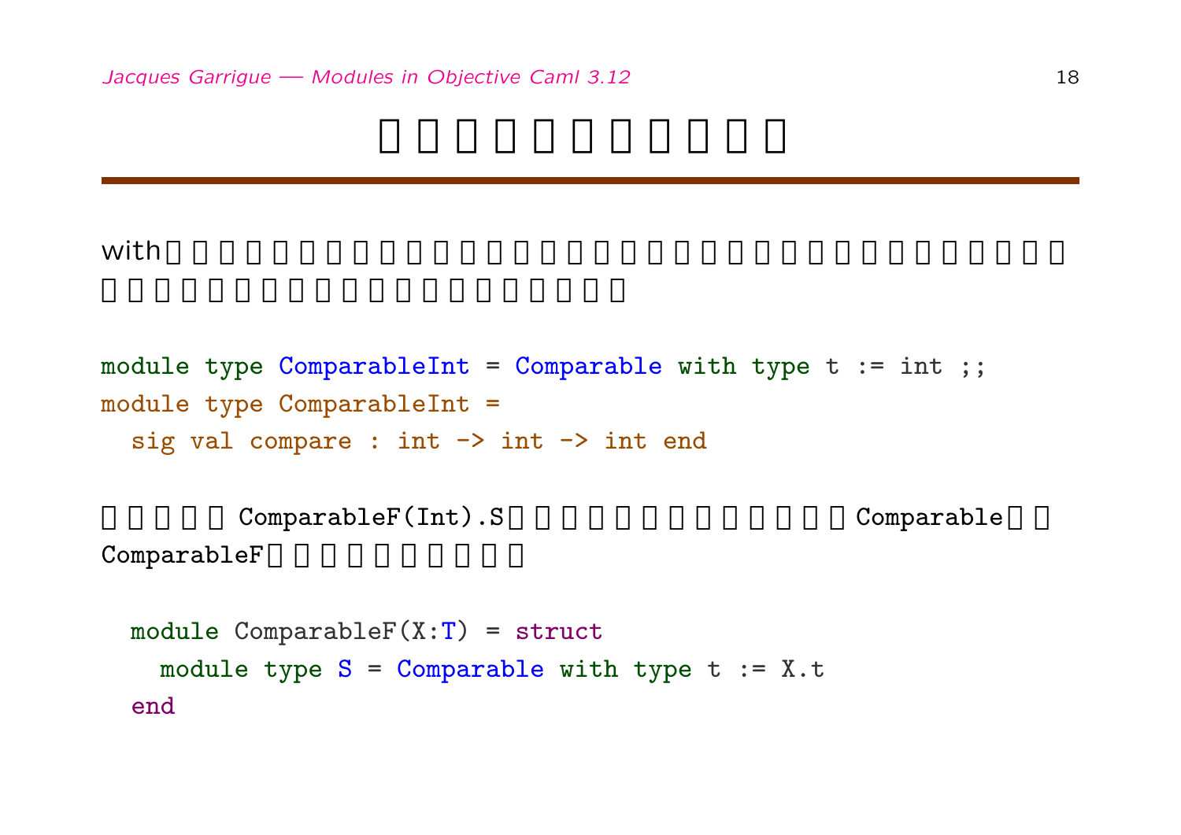# □□□□□□□□□□□

with□□□□□□□□□□□□□□□□□□□□□□□□□□□□□□□□□□
□□□□□□□□□□□□□□□□□□□□

```
module type ComparableInt = Comparable with type t := int ;;
module type ComparableInt =
  sig val compare : int -> int -> int end
```

□□□□□ ComparableF(Int).S□□□□□□□□□□□□□ Comparable□□
ComparableF□□□□□□□□□□

```
  module ComparableF(X:T) = struct
    module type S = Comparable with type t := X.t
  end
```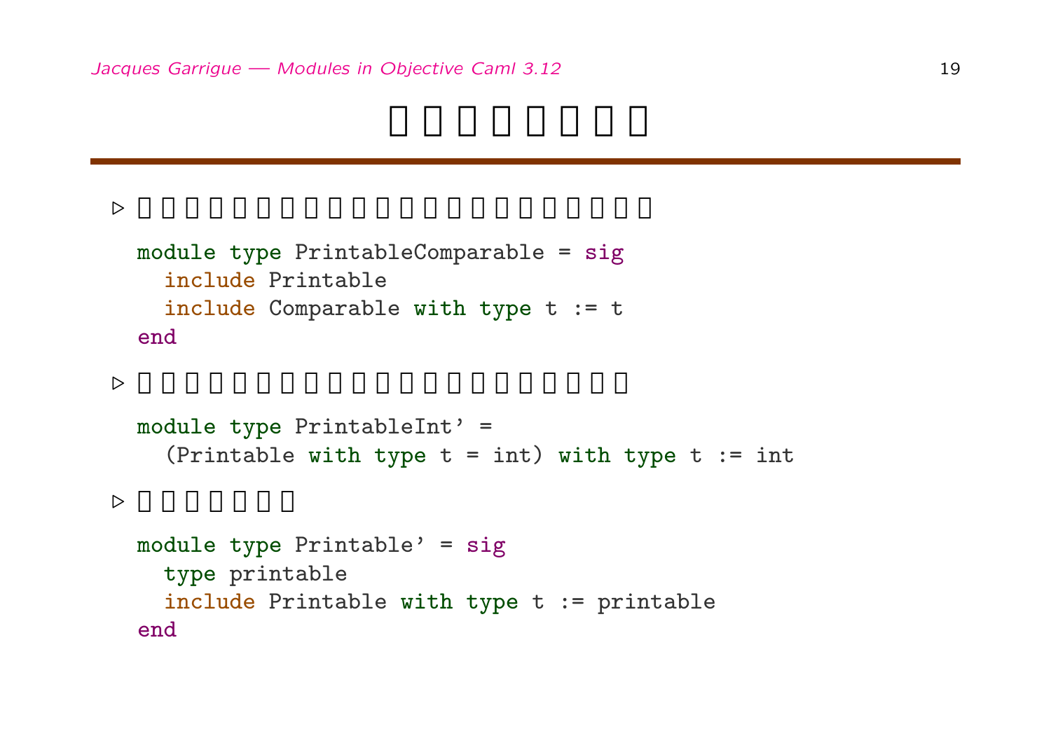# □□□□□□□□

▷ □□□□□□□□□□□□□□□□□□□□□□

```
module type PrintableComparable = sig
  include Printable
  include Comparable with type t := t
end
```

▷ □□□□□□□□□□□□□□□□□□□□□

```
module type PrintableInt' =
  (Printable with type t = int) with type t := int
```

▷ □□□□□□□

```
module type Printable' = sig
  type printable
  include Printable with type t := printable
end
```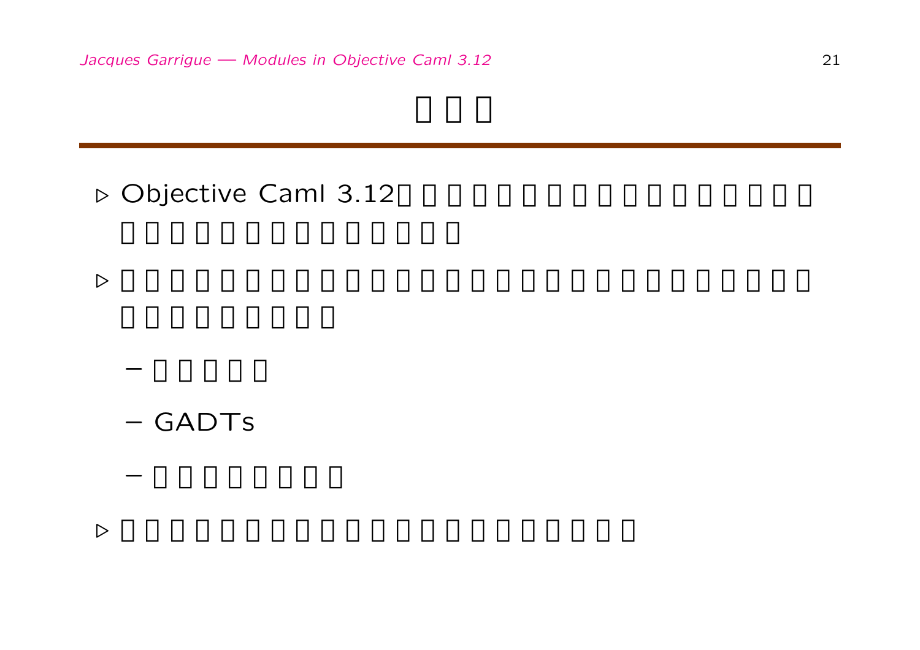- Objective Caml 3.12
  - GADTs